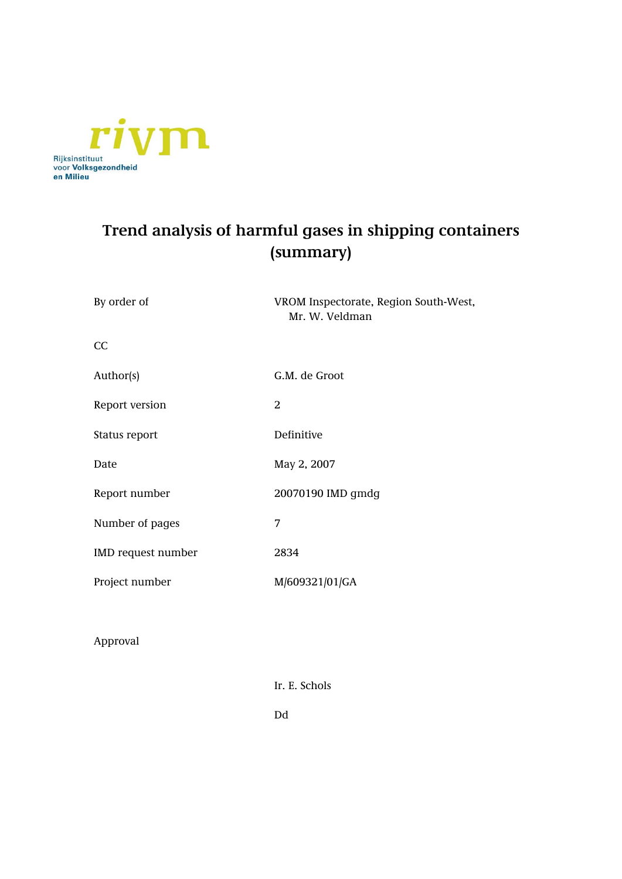rivm

Rijksinstituut voor Volksgezondheid en Milieu

# Trend analysis of harmful gases in shipping containers (summary)

| | |
|---|---|
| By order of | VROM Inspectorate, Region South-West, Mr. W. Veldman |
| CC | |
| Author(s) | G.M. de Groot |
| Report version | 2 |
| Status report | Definitive |
| Date | May 2, 2007 |
| Report number | 20070190 IMD gmdg |
| Number of pages | 7 |
| IMD request number | 2834 |
| Project number | M/609321/01/GA |

Approval

Ir. E. Schols

Dd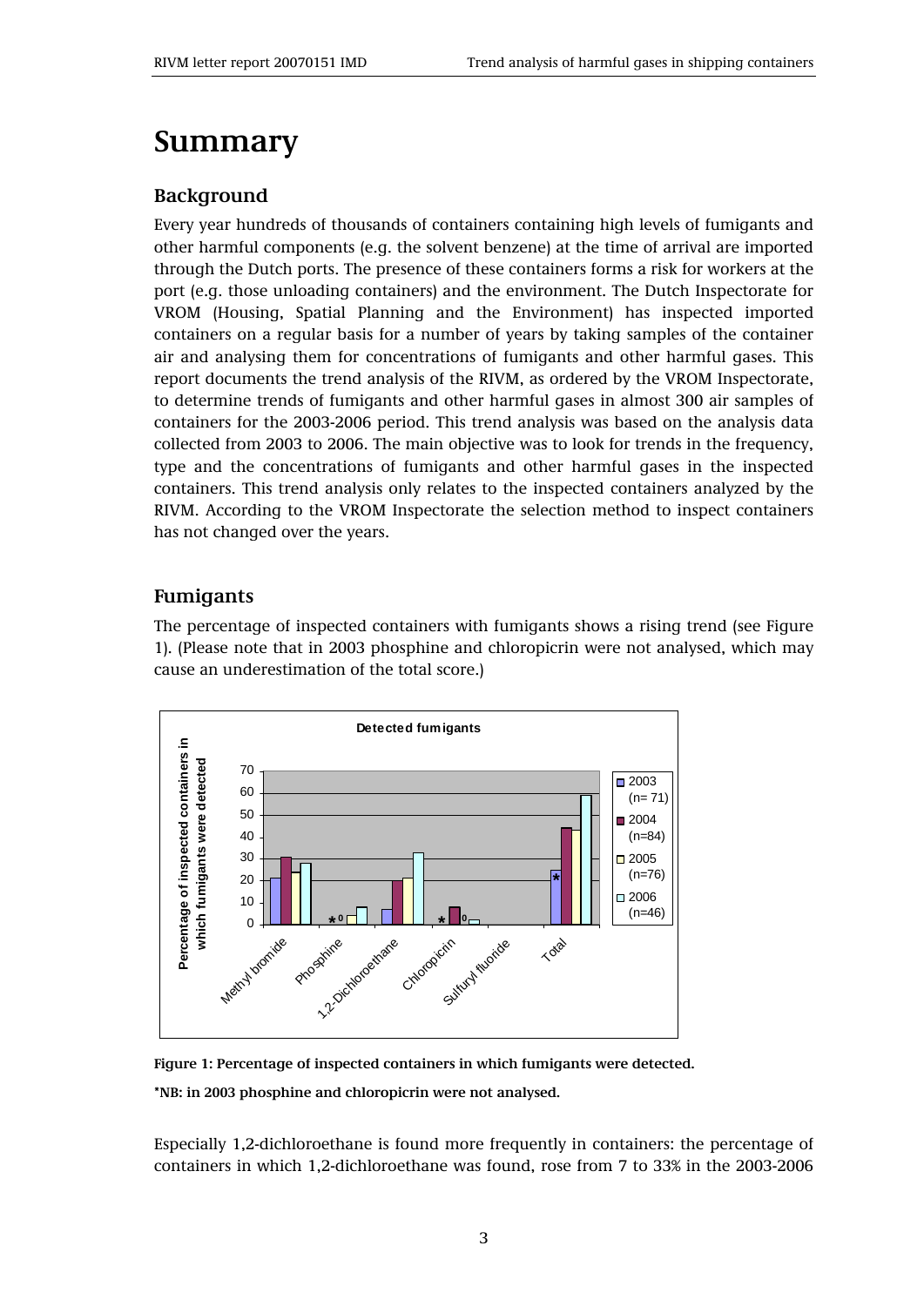# Summary

## Background

Every year hundreds of thousands of containers containing high levels of fumigants and other harmful components (e.g. the solvent benzene) at the time of arrival are imported through the Dutch ports. The presence of these containers forms a risk for workers at the port (e.g. those unloading containers) and the environment. The Dutch Inspectorate for VROM (Housing, Spatial Planning and the Environment) has inspected imported containers on a regular basis for a number of years by taking samples of the container air and analysing them for concentrations of fumigants and other harmful gases. This report documents the trend analysis of the RIVM, as ordered by the VROM Inspectorate, to determine trends of fumigants and other harmful gases in almost 300 air samples of containers for the 2003-2006 period. This trend analysis was based on the analysis data collected from 2003 to 2006. The main objective was to look for trends in the frequency, type and the concentrations of fumigants and other harmful gases in the inspected containers. This trend analysis only relates to the inspected containers analyzed by the RIVM. According to the VROM Inspectorate the selection method to inspect containers has not changed over the years.

## Fumigants

The percentage of inspected containers with fumigants shows a rising trend (see Figure 1). (Please note that in 2003 phosphine and chloropicrin were not analysed, which may cause an underestimation of the total score.)

**Figure 1: Percentage of inspected containers in which fumigants were detected.**

**\*NB: in 2003 phosphine and chloropicrin were not analysed.**

Especially 1,2-dichloroethane is found more frequently in containers: the percentage of containers in which 1,2-dichloroethane was found, rose from 7 to 33% in the 2003-2006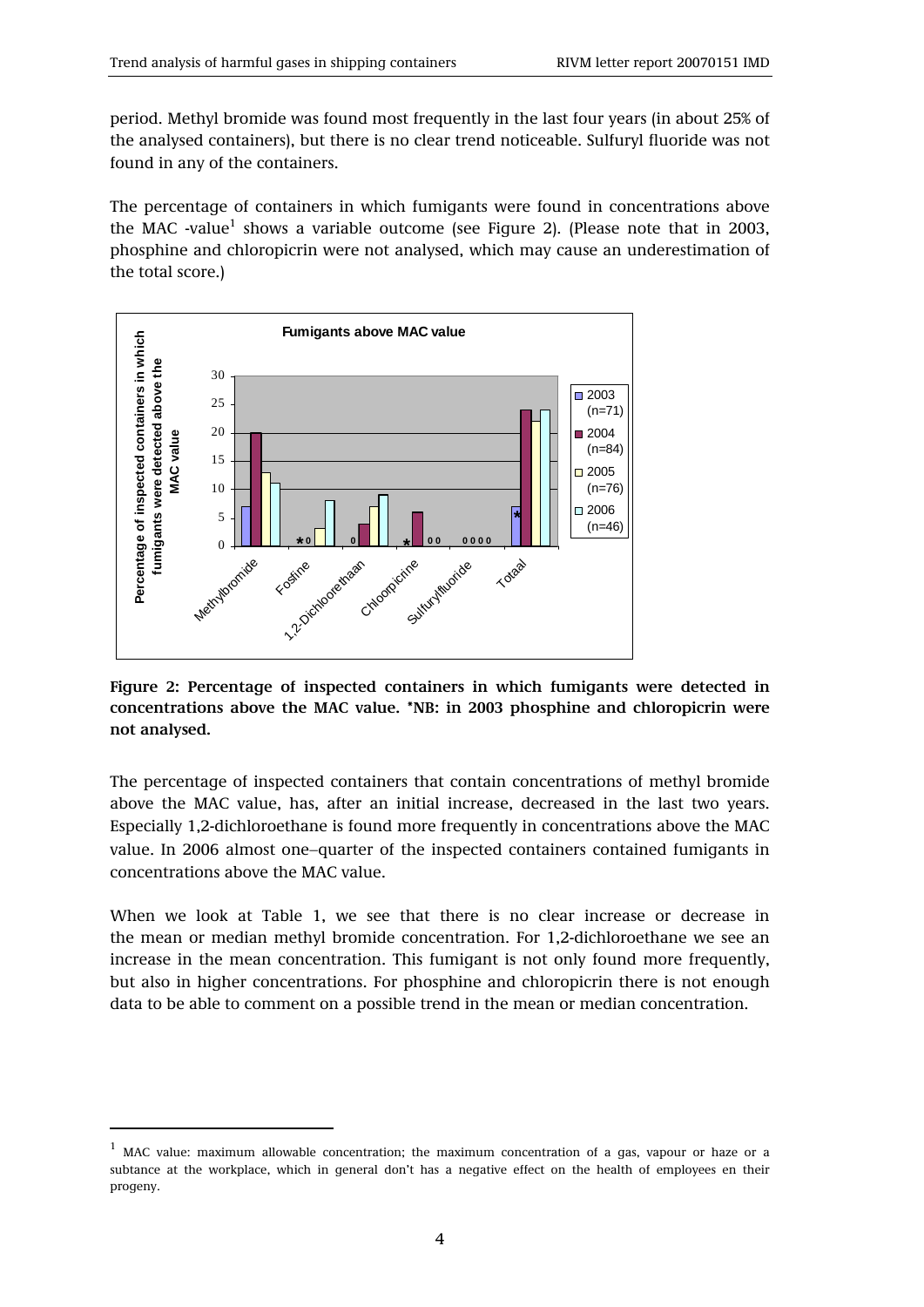period. Methyl bromide was found most frequently in the last four years (in about 25% of the analysed containers), but there is no clear trend noticeable. Sulfuryl fluoride was not found in any of the containers.

The percentage of containers in which fumigants were found in concentrations above the MAC -value[1] shows a variable outcome (see Figure 2). (Please note that in 2003, phosphine and chloropicrin were not analysed, which may cause an underestimation of the total score.)

**Figure 2: Percentage of inspected containers in which fumigants were detected in concentrations above the MAC value. *NB: in 2003 phosphine and chloropicrin were not analysed.**

The percentage of inspected containers that contain concentrations of methyl bromide above the MAC value, has, after an initial increase, decreased in the last two years. Especially 1,2-dichloroethane is found more frequently in concentrations above the MAC value. In 2006 almost one–quarter of the inspected containers contained fumigants in concentrations above the MAC value.

When we look at Table 1, we see that there is no clear increase or decrease in the mean or median methyl bromide concentration. For 1,2-dichloroethane we see an increase in the mean concentration. This fumigant is not only found more frequently, but also in higher concentrations. For phosphine and chloropicrin there is not enough data to be able to comment on a possible trend in the mean or median concentration.

[1] MAC value: maximum allowable concentration; the maximum concentration of a gas, vapour or haze or a subtance at the workplace, which in general don't has a negative effect on the health of employees en their progeny.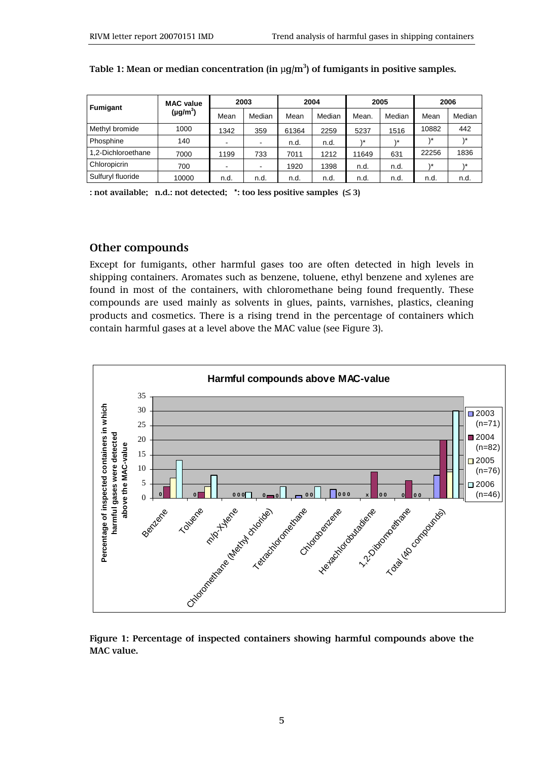**Table 1: Mean or median concentration (in μg/m$^3$) of fumigants in positive samples.**

| Fumigant | MAC value (μg/m$^3$) | 2003 | | 2004 | | 2005 | | 2006 | |
|---|---|---|---|---|---|---|---|---|---|
| | | Mean | Median | Mean | Median | Mean. | Median | Mean | Median |
| Methyl bromide | 1000 | 1342 | 359 | 61364 | 2259 | 5237 | 1516 | 10882 | 442 |
| Phosphine | 140 | - | - | n.d. | n.d. | )* | )* | )* | )* |
| 1,2-Dichloroethane | 7000 | 1199 | 733 | 7011 | 1212 | 11649 | 631 | 22256 | 1836 |
| Chloropicrin | 700 | - | - | 1920 | 1398 | n.d. | n.d. | )* | )* |
| Sulfuryl fluoride | 10000 | n.d. | n.d. | n.d. | n.d. | n.d. | n.d. | n.d. | n.d. |

**: not available; n.d.: not detected; \*: too less positive samples (≤ 3)**

## Other compounds

Except for fumigants, other harmful gases too are often detected in high levels in shipping containers. Aromates such as benzene, toluene, ethyl benzene and xylenes are found in most of the containers, with chloromethane being found frequently. These compounds are used mainly as solvents in glues, paints, varnishes, plastics, cleaning products and cosmetics. There is a rising trend in the percentage of containers which contain harmful gases at a level above the MAC value (see Figure 3).

**Figure 1: Percentage of inspected containers showing harmful compounds above the MAC value.**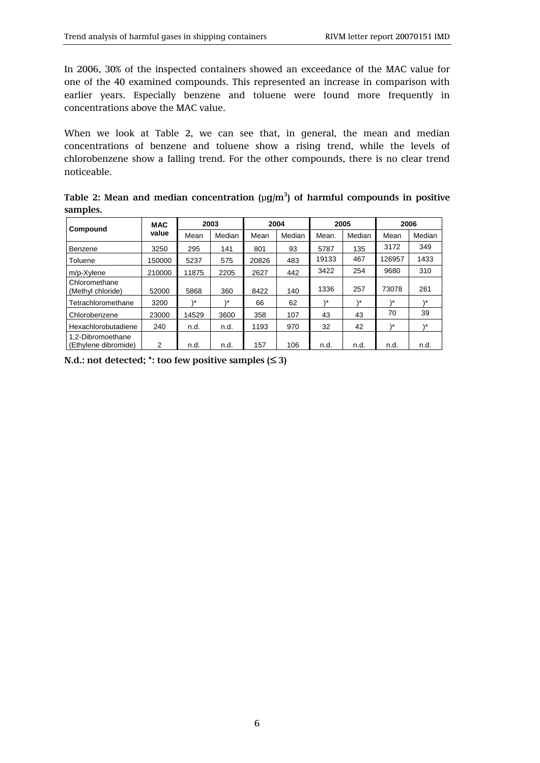In 2006, 30% of the inspected containers showed an exceedance of the MAC value for one of the 40 examined compounds. This represented an increase in comparison with earlier years. Especially benzene and toluene were found more frequently in concentrations above the MAC value.

When we look at Table 2, we can see that, in general, the mean and median concentrations of benzene and toluene show a rising trend, while the levels of chlorobenzene show a falling trend. For the other compounds, there is no clear trend noticeable.

**Table 2: Mean and median concentration (μg/m$^3$) of harmful compounds in positive samples.**

| Compound | MAC value | 2003 | | 2004 | | 2005 | | 2006 | |
|---|---|---|---|---|---|---|---|---|---|
| | | Mean | Median | Mean | Median | Mean. | Median | Mean | Median |
| Benzene | 3250 | 295 | 141 | 801 | 93 | 5787 | 135 | 3172 | 349 |
| Toluene | 150000 | 5237 | 575 | 20826 | 483 | 19133 | 467 | 126957 | 1433 |
| m/p-Xylene | 210000 | 11875 | 2205 | 2627 | 442 | 3422 | 254 | 9680 | 310 |
| Chloromethane (Methyl chloride) | 52000 | 5868 | 360 | 8422 | 140 | 1336 | 257 | 73078 | 261 |
| Tetrachloromethane | 3200 | )* | )* | 66 | 62 | )* | )* | )* | )* |
| Chlorobenzene | 23000 | 14529 | 3600 | 358 | 107 | 43 | 43 | 70 | 39 |
| Hexachlorobutadiene | 240 | n.d. | n.d. | 1193 | 970 | 32 | 42 | )* | )* |
| 1,2-Dibromoethane (Ethylene dibromide) | 2 | n.d. | n.d. | 157 | 106 | n.d. | n.d. | n.d. | n.d. |

**N.d.: not detected; *: too few positive samples (≤ 3)**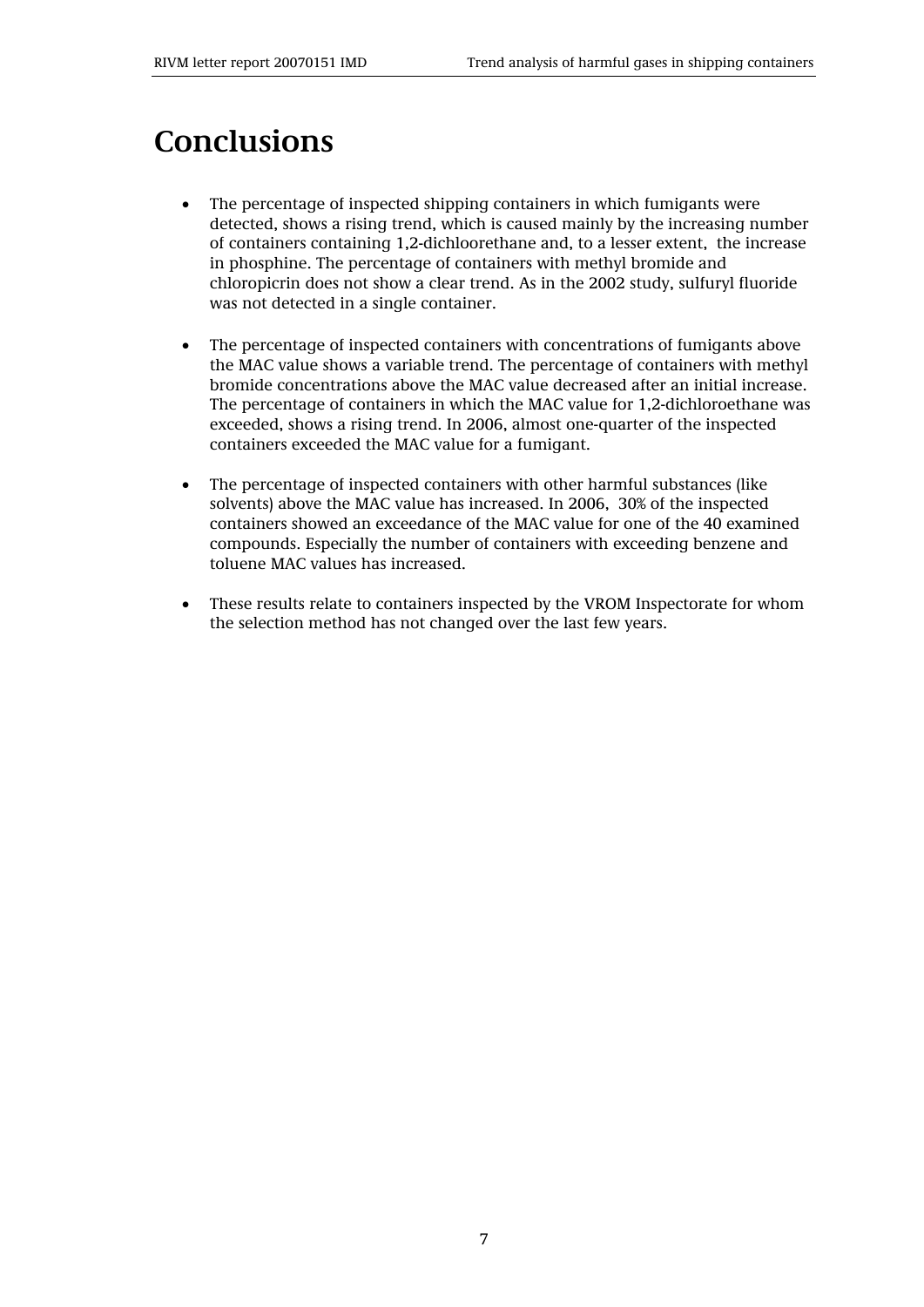# Conclusions

- The percentage of inspected shipping containers in which fumigants were detected, shows a rising trend, which is caused mainly by the increasing number of containers containing 1,2-dichloorethane and, to a lesser extent, the increase in phosphine. The percentage of containers with methyl bromide and chloropicrin does not show a clear trend. As in the 2002 study, sulfuryl fluoride was not detected in a single container.

- The percentage of inspected containers with concentrations of fumigants above the MAC value shows a variable trend. The percentage of containers with methyl bromide concentrations above the MAC value decreased after an initial increase. The percentage of containers in which the MAC value for 1,2-dichloroethane was exceeded, shows a rising trend. In 2006, almost one-quarter of the inspected containers exceeded the MAC value for a fumigant.

- The percentage of inspected containers with other harmful substances (like solvents) above the MAC value has increased. In 2006, 30% of the inspected containers showed an exceedance of the MAC value for one of the 40 examined compounds. Especially the number of containers with exceeding benzene and toluene MAC values has increased.

- These results relate to containers inspected by the VROM Inspectorate for whom the selection method has not changed over the last few years.